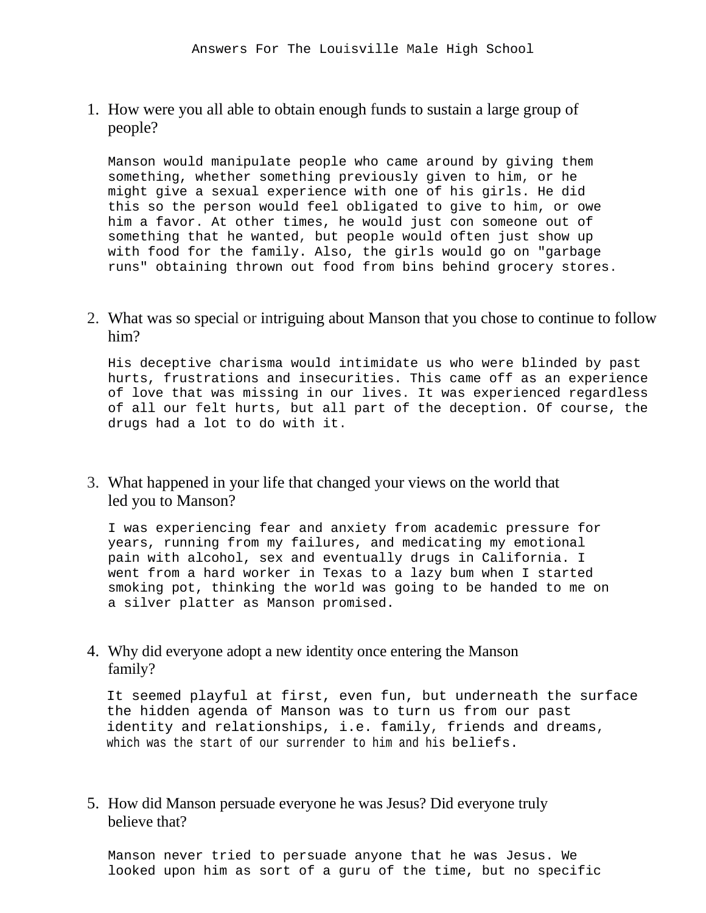Answers For The Louisville Male High School

1. How were you all able to obtain enough funds to sustain a large group of people?

   Manson would manipulate people who came around by giving them something, whether something previously given to him, or he might give a sexual experience with one of his girls. He did this so the person would feel obligated to give to him, or owe him a favor. At other times, he would just con someone out of something that he wanted, but people would often just show up with food for the family. Also, the girls would go on "garbage runs" obtaining thrown out food from bins behind grocery stores.

2. What was so special or intriguing about Manson that you chose to continue to follow him?

   His deceptive charisma would intimidate us who were blinded by past hurts, frustrations and insecurities. This came off as an experience of love that was missing in our lives. It was experienced regardless of all our felt hurts, but all part of the deception. Of course, the drugs had a lot to do with it.

3. What happened in your life that changed your views on the world that led you to Manson?

   I was experiencing fear and anxiety from academic pressure for years, running from my failures, and medicating my emotional pain with alcohol, sex and eventually drugs in California. I went from a hard worker in Texas to a lazy bum when I started smoking pot, thinking the world was going to be handed to me on a silver platter as Manson promised.

4. Why did everyone adopt a new identity once entering the Manson family?

   It seemed playful at first, even fun, but underneath the surface the hidden agenda of Manson was to turn us from our past identity and relationships, i.e. family, friends and dreams, which was the start of our surrender to him and his beliefs.

5. How did Manson persuade everyone he was Jesus? Did everyone truly believe that?

   Manson never tried to persuade anyone that he was Jesus. We looked upon him as sort of a guru of the time, but no specific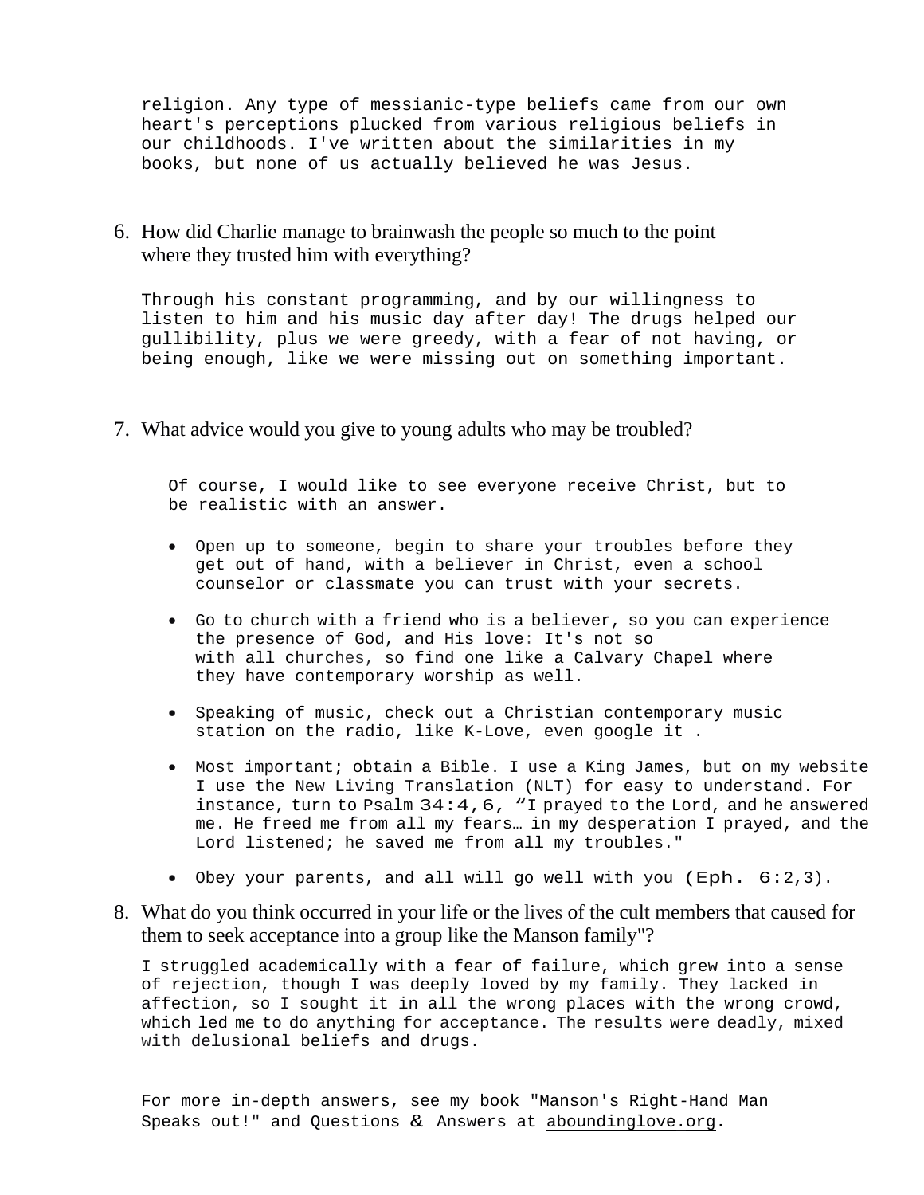religion. Any type of messianic-type beliefs came from our own heart's perceptions plucked from various religious beliefs in our childhoods. I've written about the similarities in my books, but none of us actually believed he was Jesus.

6. How did Charlie manage to brainwash the people so much to the point where they trusted him with everything?

   Through his constant programming, and by our willingness to listen to him and his music day after day! The drugs helped our gullibility, plus we were greedy, with a fear of not having, or being enough, like we were missing out on something important.

7. What advice would you give to young adults who may be troubled?

   Of course, I would like to see everyone receive Christ, but to be realistic with an answer.

   - Open up to someone, begin to share your troubles before they get out of hand, with a believer in Christ, even a school counselor or classmate you can trust with your secrets.
   - Go to church with a friend who is a believer, so you can experience the presence of God, and His love: It's not so with all churches, so find one like a Calvary Chapel where they have contemporary worship as well.
   - Speaking of music, check out a Christian contemporary music station on the radio, like K-Love, even google it .
   - Most important; obtain a Bible. I use a King James, but on my website I use the New Living Translation (NLT) for easy to understand. For instance, turn to Psalm 34:4,6, "I prayed to the Lord, and he answered me. He freed me from all my fears… in my desperation I prayed, and the Lord listened; he saved me from all my troubles."
   - Obey your parents, and all will go well with you (Eph. 6:2,3).

8. What do you think occurred in your life or the lives of the cult members that caused for them to seek acceptance into a group like the Manson family"?

   I struggled academically with a fear of failure, which grew into a sense of rejection, though I was deeply loved by my family. They lacked in affection, so I sought it in all the wrong places with the wrong crowd, which led me to do anything for acceptance. The results were deadly, mixed with delusional beliefs and drugs.

For more in-depth answers, see my book "Manson's Right-Hand Man Speaks out!" and Questions & Answers at aboundinglove.org.